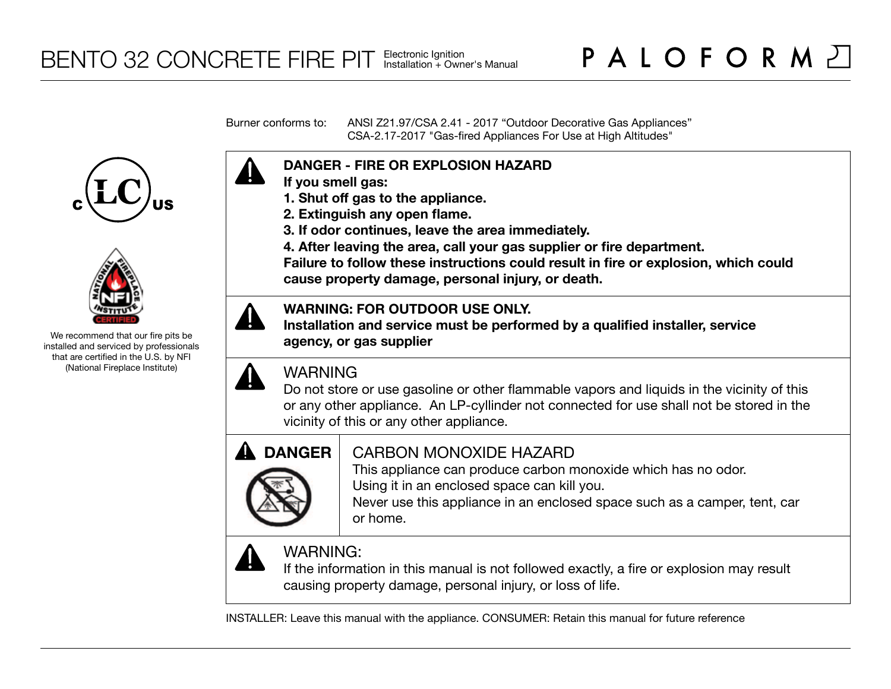# BENTO 32 CONCRETE FIRE PIT

Electronic Ignition
Installation + Owner's Manual

PALOFORM

Burner conforms to: ANSI Z21.97/CSA 2.41 - 2017 "Outdoor Decorative Gas Appliances"
CSA-2.17-2017 "Gas-fired Appliances For Use at High Altitudes"

We recommend that our fire pits be installed and serviced by professionals that are certified in the U.S. by NFI (National Fireplace Institute)

**DANGER - FIRE OR EXPLOSION HAZARD**
**If you smell gas:**
**1. Shut off gas to the appliance.**
**2. Extinguish any open flame.**
**3. If odor continues, leave the area immediately.**
**4. After leaving the area, call your gas supplier or fire department.**
**Failure to follow these instructions could result in fire or explosion, which could cause property damage, personal injury, or death.**

**WARNING: FOR OUTDOOR USE ONLY.**
**Installation and service must be performed by a qualified installer, service agency, or gas supplier**

WARNING
Do not store or use gasoline or other flammable vapors and liquids in the vicinity of this or any other appliance. An LP-cyllinder not connected for use shall not be stored in the vicinity of this or any other appliance.

**DANGER**

CARBON MONOXIDE HAZARD
This appliance can produce carbon monoxide which has no odor.
Using it in an enclosed space can kill you.
Never use this appliance in an enclosed space such as a camper, tent, car or home.

WARNING:
If the information in this manual is not followed exactly, a fire or explosion may result causing property damage, personal injury, or loss of life.

INSTALLER: Leave this manual with the appliance. CONSUMER: Retain this manual for future reference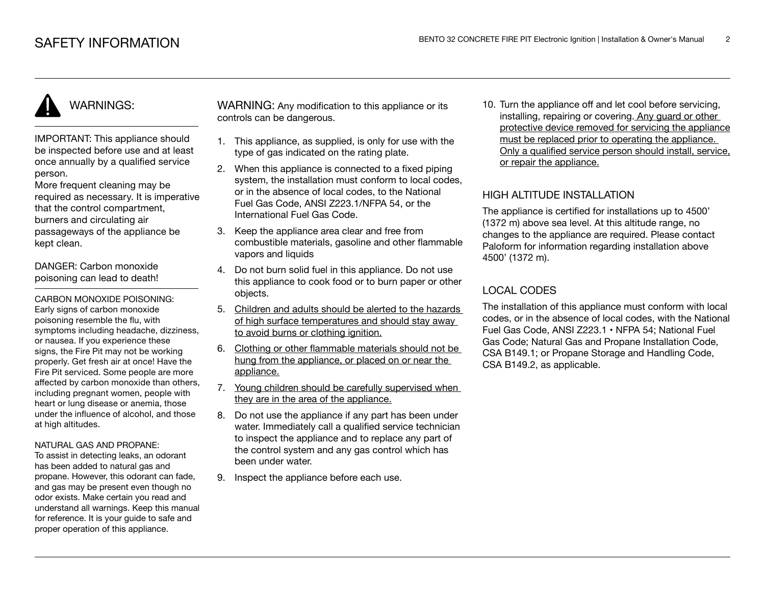# SAFETY INFORMATION

## WARNINGS:

IMPORTANT: This appliance should be inspected before use and at least once annually by a qualified service person.
More frequent cleaning may be required as necessary. It is imperative that the control compartment, burners and circulating air passageways of the appliance be kept clean.

DANGER: Carbon monoxide poisoning can lead to death!

CARBON MONOXIDE POISONING:
Early signs of carbon monoxide poisoning resemble the flu, with symptoms including headache, dizziness, or nausea. If you experience these signs, the Fire Pit may not be working properly. Get fresh air at once! Have the Fire Pit serviced. Some people are more affected by carbon monoxide than others, including pregnant women, people with heart or lung disease or anemia, those under the influence of alcohol, and those at high altitudes.

NATURAL GAS AND PROPANE:
To assist in detecting leaks, an odorant has been added to natural gas and propane. However, this odorant can fade, and gas may be present even though no odor exists. Make certain you read and understand all warnings. Keep this manual for reference. It is your guide to safe and proper operation of this appliance.

WARNING: Any modification to this appliance or its controls can be dangerous.

1. This appliance, as supplied, is only for use with the type of gas indicated on the rating plate.
2. When this appliance is connected to a fixed piping system, the installation must conform to local codes, or in the absence of local codes, to the National Fuel Gas Code, ANSI Z223.1/NFPA 54, or the International Fuel Gas Code.
3. Keep the appliance area clear and free from combustible materials, gasoline and other flammable vapors and liquids
4. Do not burn solid fuel in this appliance. Do not use this appliance to cook food or to burn paper or other objects.
5. Children and adults should be alerted to the hazards of high surface temperatures and should stay away to avoid burns or clothing ignition.
6. Clothing or other flammable materials should not be hung from the appliance, or placed on or near the appliance.
7. Young children should be carefully supervised when they are in the area of the appliance.
8. Do not use the appliance if any part has been under water. Immediately call a qualified service technician to inspect the appliance and to replace any part of the control system and any gas control which has been under water.
9. Inspect the appliance before each use.
10. Turn the appliance off and let cool before servicing, installing, repairing or covering. Any guard or other protective device removed for servicing the appliance must be replaced prior to operating the appliance. Only a qualified service person should install, service, or repair the appliance.

## HIGH ALTITUDE INSTALLATION

The appliance is certified for installations up to 4500' (1372 m) above sea level. At this altitude range, no changes to the appliance are required. Please contact Paloform for information regarding installation above 4500' (1372 m).

## LOCAL CODES

The installation of this appliance must conform with local codes, or in the absence of local codes, with the National Fuel Gas Code, ANSI Z223.1 • NFPA 54; National Fuel Gas Code; Natural Gas and Propane Installation Code, CSA B149.1; or Propane Storage and Handling Code, CSA B149.2, as applicable.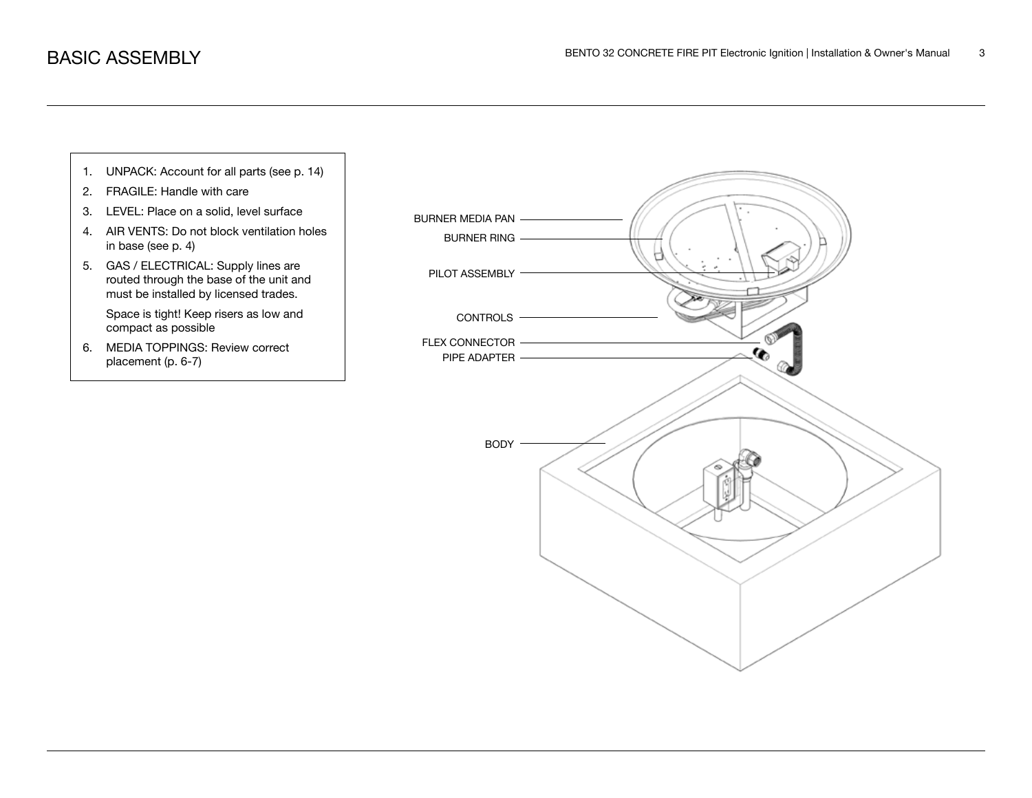# BASIC ASSEMBLY

1. UNPACK: Account for all parts (see p. 14)
2. FRAGILE: Handle with care
3. LEVEL: Place on a solid, level surface
4. AIR VENTS: Do not block ventilation holes in base (see p. 4)
5. GAS / ELECTRICAL: Supply lines are routed through the base of the unit and must be installed by licensed trades.

   Space is tight! Keep risers as low and compact as possible
6. MEDIA TOPPINGS: Review correct placement (p. 6-7)

BURNER MEDIA PAN

BURNER RING

PILOT ASSEMBLY

CONTROLS

FLEX CONNECTOR

PIPE ADAPTER

BODY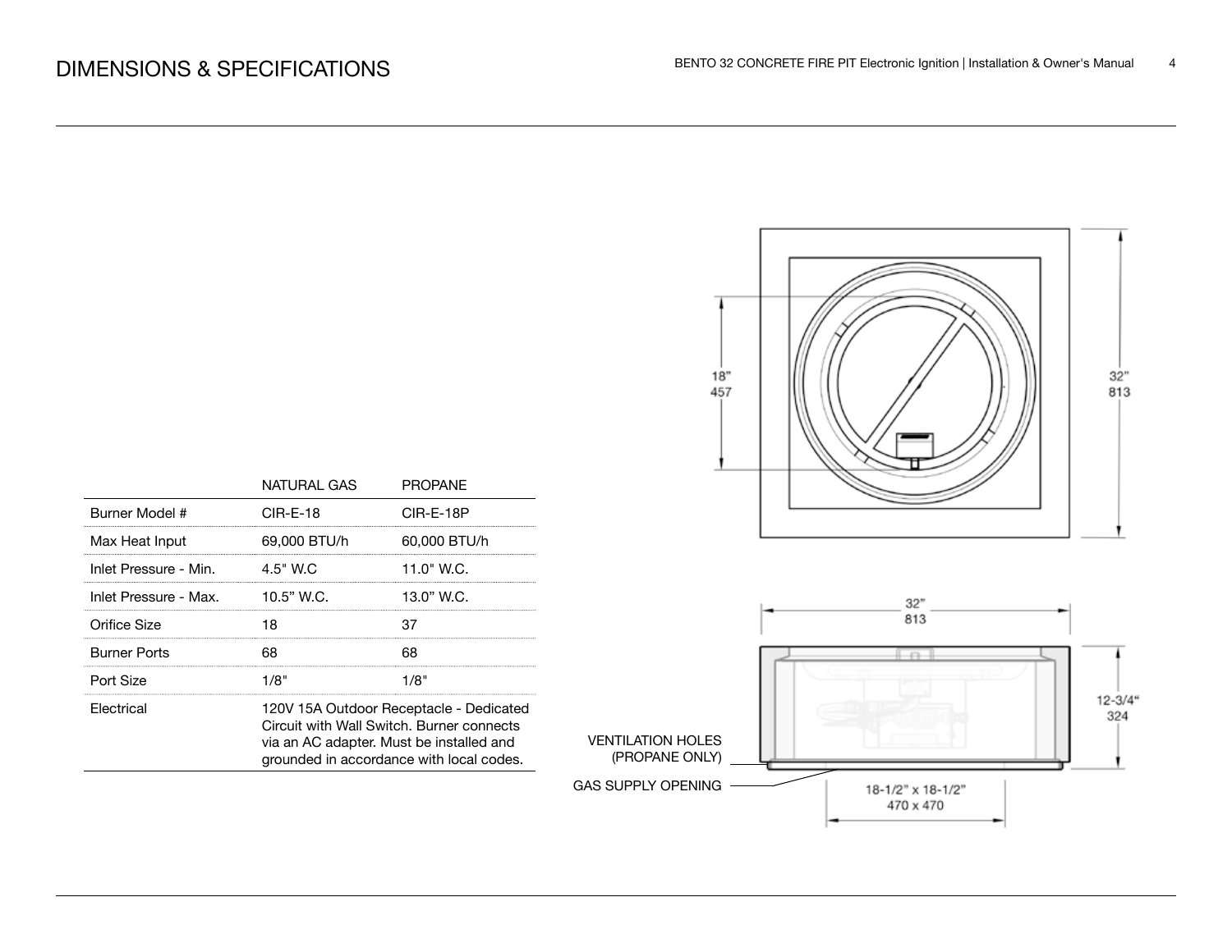# DIMENSIONS & SPECIFICATIONS

| | NATURAL GAS | PROPANE |
|---|---|---|
| Burner Model # | CIR-E-18 | CIR-E-18P |
| Max Heat Input | 69,000 BTU/h | 60,000 BTU/h |
| Inlet Pressure - Min. | 4.5" W.C | 11.0" W.C. |
| Inlet Pressure - Max. | 10.5" W.C. | 13.0" W.C. |
| Orifice Size | 18 | 37 |
| Burner Ports | 68 | 68 |
| Port Size | 1/8" | 1/8" |
| Electrical | 120V 15A Outdoor Receptacle - Dedicated Circuit with Wall Switch. Burner connects via an AC adapter. Must be installed and grounded in accordance with local codes. | |

18" 457

32" 813

32" 813

12-3/4" 324

VENTILATION HOLES (PROPANE ONLY)

GAS SUPPLY OPENING

18-1/2" x 18-1/2" 470 x 470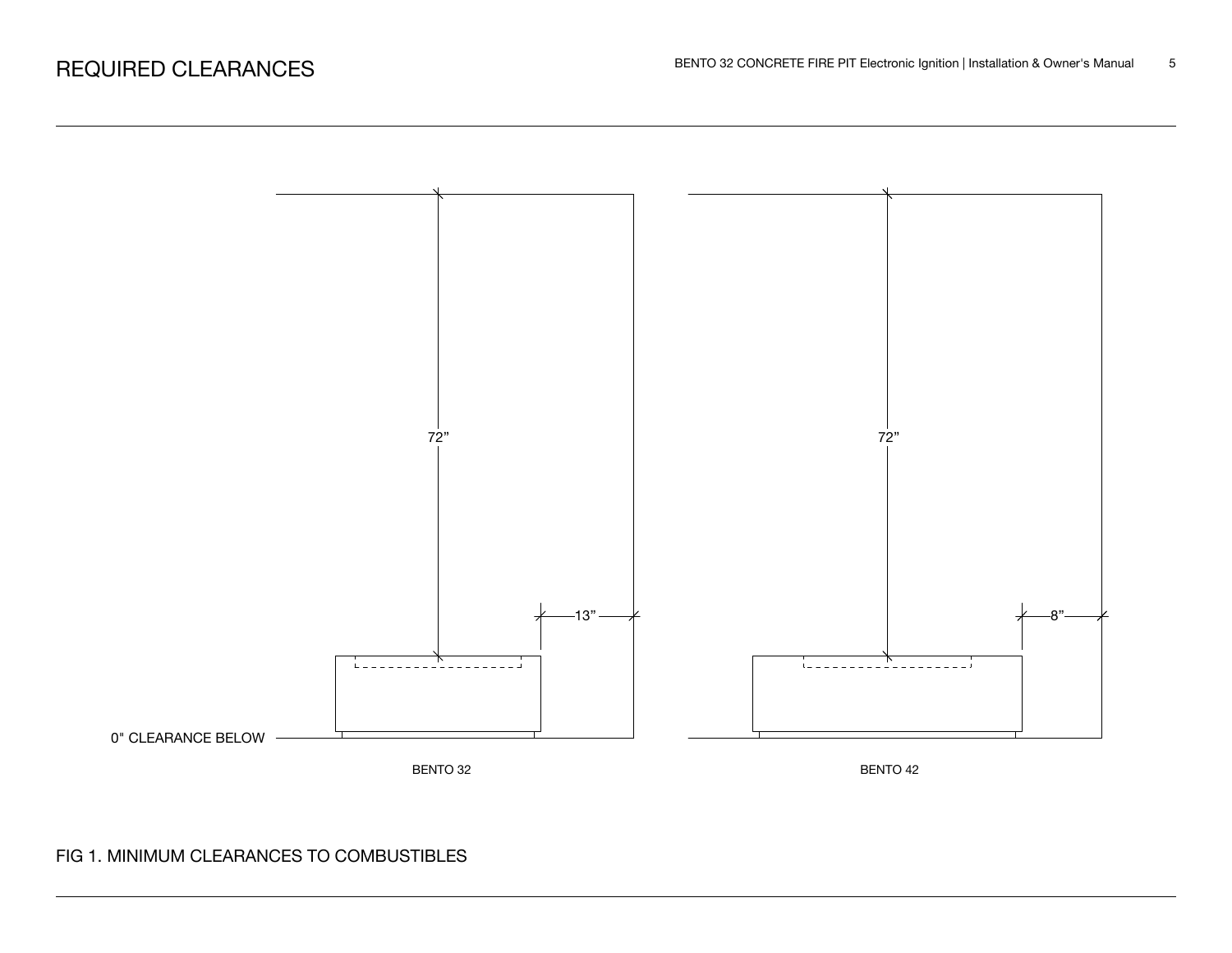# REQUIRED CLEARANCES

72”

13”

0" CLEARANCE BELOW

BENTO 32

72”

8”

BENTO 42

FIG 1. MINIMUM CLEARANCES TO COMBUSTIBLES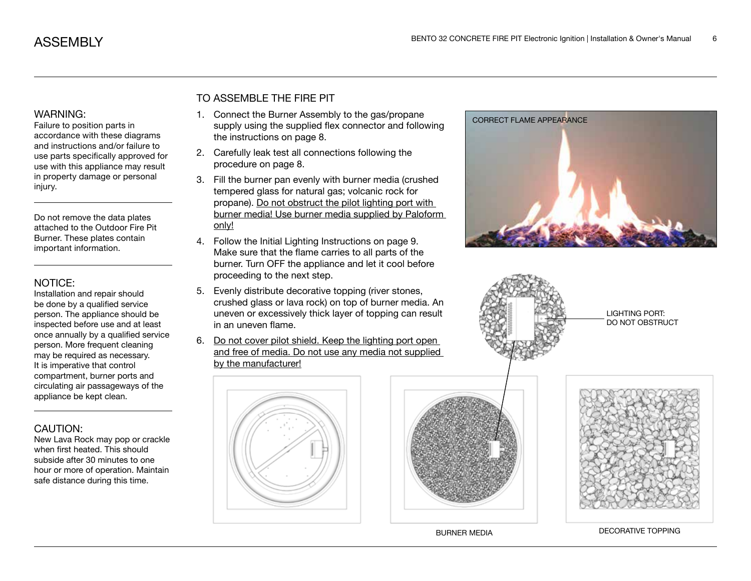# ASSEMBLY

### WARNING:

Failure to position parts in accordance with these diagrams and instructions and/or failure to use parts specifically approved for use with this appliance may result in property damage or personal injury.

---

Do not remove the data plates attached to the Outdoor Fire Pit Burner. These plates contain important information.

---

### NOTICE:

Installation and repair should be done by a qualified service person. The appliance should be inspected before use and at least once annually by a qualified service person. More frequent cleaning may be required as necessary. It is imperative that control compartment, burner ports and circulating air passageways of the appliance be kept clean.

---

### CAUTION:

New Lava Rock may pop or crackle when first heated. This should subside after 30 minutes to one hour or more of operation. Maintain safe distance during this time.

## TO ASSEMBLE THE FIRE PIT

1. Connect the Burner Assembly to the gas/propane supply using the supplied flex connector and following the instructions on page 8.
2. Carefully leak test all connections following the procedure on page 8.
3. Fill the burner pan evenly with burner media (crushed tempered glass for natural gas; volcanic rock for propane). <u>Do not obstruct the pilot lighting port with burner media! Use burner media supplied by Paloform only!</u>
4. Follow the Initial Lighting Instructions on page 9. Make sure that the flame carries to all parts of the burner. Turn OFF the appliance and let it cool before proceeding to the next step.
5. Evenly distribute decorative topping (river stones, crushed glass or lava rock) on top of burner media. An uneven or excessively thick layer of topping can result in an uneven flame.
6. <u>Do not cover pilot shield. Keep the lighting port open and free of media. Do not use any media not supplied by the manufacturer!</u>

CORRECT FLAME APPEARANCE

LIGHTING PORT: DO NOT OBSTRUCT

BURNER MEDIA

DECORATIVE TOPPING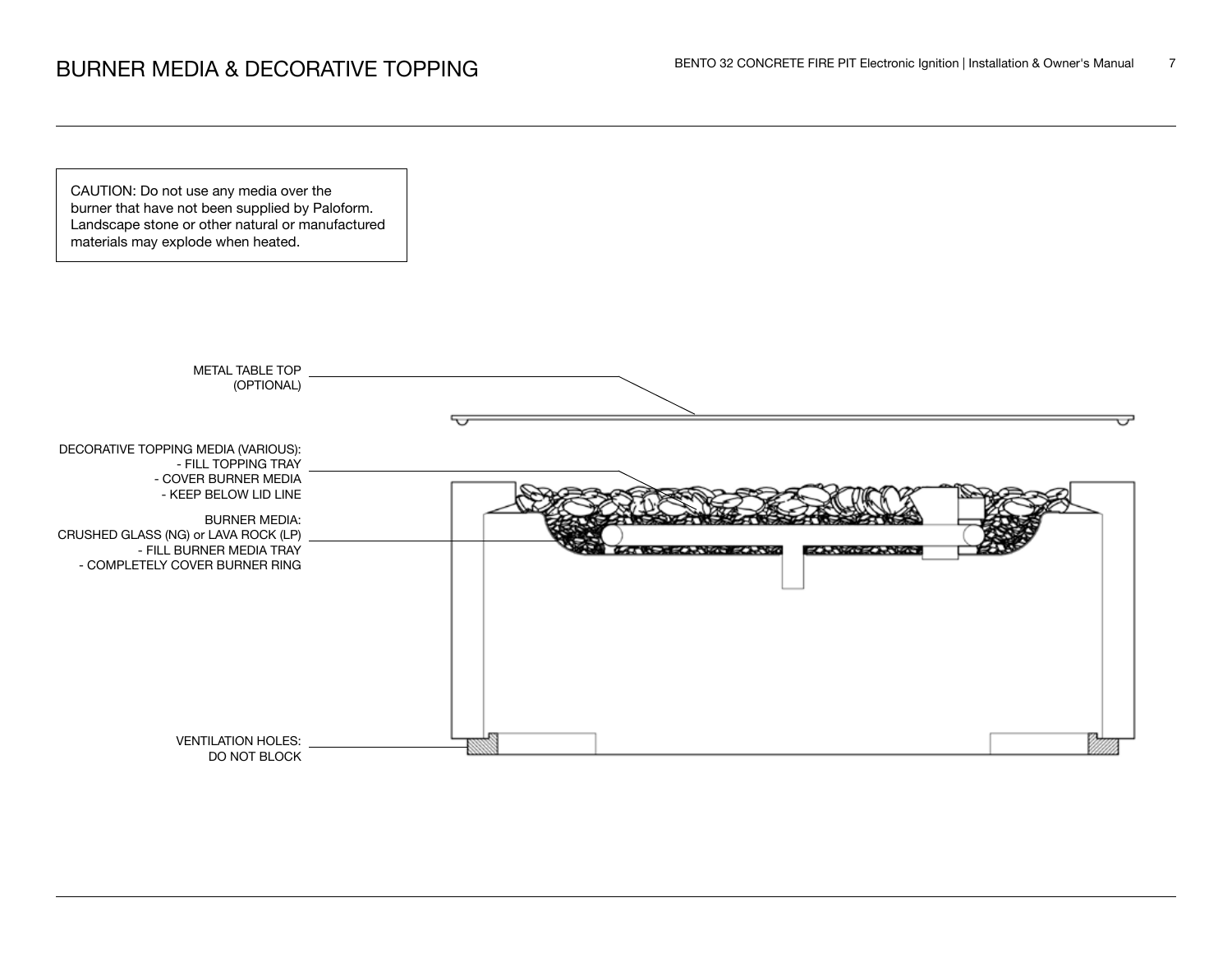# BURNER MEDIA & DECORATIVE TOPPING

CAUTION: Do not use any media over the burner that have not been supplied by Paloform. Landscape stone or other natural or manufactured materials may explode when heated.

METAL TABLE TOP (OPTIONAL)

DECORATIVE TOPPING MEDIA (VARIOUS):
- FILL TOPPING TRAY
- COVER BURNER MEDIA
- KEEP BELOW LID LINE

BURNER MEDIA:
CRUSHED GLASS (NG) or LAVA ROCK (LP)
- FILL BURNER MEDIA TRAY
- COMPLETELY COVER BURNER RING

VENTILATION HOLES: DO NOT BLOCK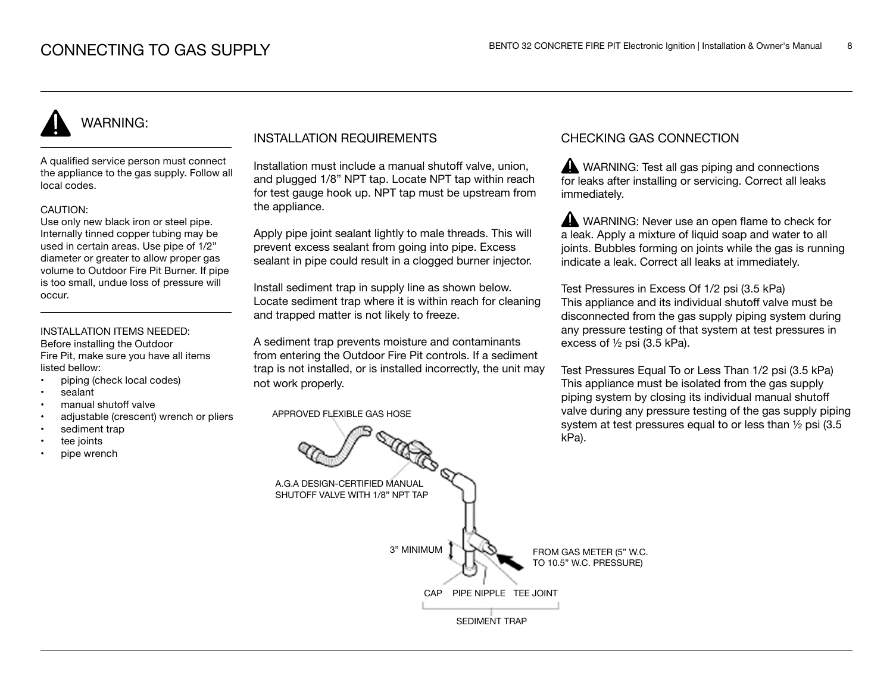# CONNECTING TO GAS SUPPLY

## WARNING:

A qualified service person must connect the appliance to the gas supply. Follow all local codes.

CAUTION:
Use only new black iron or steel pipe. Internally tinned copper tubing may be used in certain areas. Use pipe of 1/2" diameter or greater to allow proper gas volume to Outdoor Fire Pit Burner. If pipe is too small, undue loss of pressure will occur.

INSTALLATION ITEMS NEEDED:
Before installing the Outdoor Fire Pit, make sure you have all items listed bellow:

- piping (check local codes)
- sealant
- manual shutoff valve
- adjustable (crescent) wrench or pliers
- sediment trap
- tee joints
- pipe wrench

## INSTALLATION REQUIREMENTS

Installation must include a manual shutoff valve, union, and plugged 1/8" NPT tap. Locate NPT tap within reach for test gauge hook up. NPT tap must be upstream from the appliance.

Apply pipe joint sealant lightly to male threads. This will prevent excess sealant from going into pipe. Excess sealant in pipe could result in a clogged burner injector.

Install sediment trap in supply line as shown below. Locate sediment trap where it is within reach for cleaning and trapped matter is not likely to freeze.

A sediment trap prevents moisture and contaminants from entering the Outdoor Fire Pit controls. If a sediment trap is not installed, or is installed incorrectly, the unit may not work properly.

APPROVED FLEXIBLE GAS HOSE

A.G.A DESIGN-CERTIFIED MANUAL SHUTOFF VALVE WITH 1/8" NPT TAP

3" MINIMUM

FROM GAS METER (5" W.C. TO 10.5" W.C. PRESSURE)

CAP PIPE NIPPLE TEE JOINT

SEDIMENT TRAP

## CHECKING GAS CONNECTION

WARNING: Test all gas piping and connections for leaks after installing or servicing. Correct all leaks immediately.

WARNING: Never use an open flame to check for a leak. Apply a mixture of liquid soap and water to all joints. Bubbles forming on joints while the gas is running indicate a leak. Correct all leaks at immediately.

Test Pressures in Excess Of 1/2 psi (3.5 kPa)
This appliance and its individual shutoff valve must be disconnected from the gas supply piping system during any pressure testing of that system at test pressures in excess of ½ psi (3.5 kPa).

Test Pressures Equal To or Less Than 1/2 psi (3.5 kPa)
This appliance must be isolated from the gas supply piping system by closing its individual manual shutoff valve during any pressure testing of the gas supply piping system at test pressures equal to or less than ½ psi (3.5 kPa).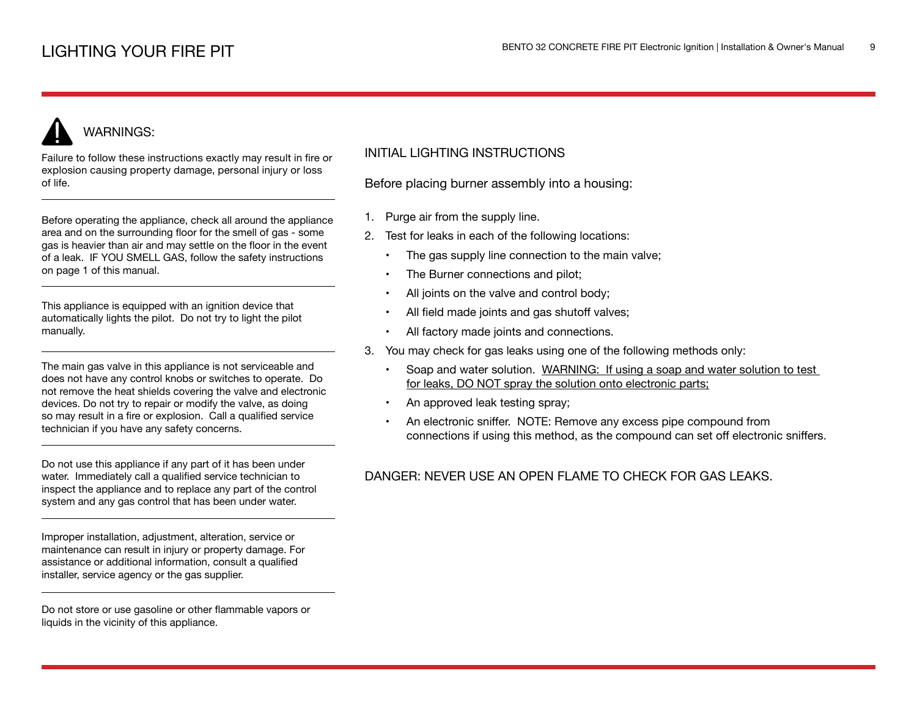# LIGHTING YOUR FIRE PIT

## WARNINGS:

Failure to follow these instructions exactly may result in fire or explosion causing property damage, personal injury or loss of life.

---

Before operating the appliance, check all around the appliance area and on the surrounding floor for the smell of gas - some gas is heavier than air and may settle on the floor in the event of a leak. IF YOU SMELL GAS, follow the safety instructions on page 1 of this manual.

---

This appliance is equipped with an ignition device that automatically lights the pilot. Do not try to light the pilot manually.

---

The main gas valve in this appliance is not serviceable and does not have any control knobs or switches to operate. Do not remove the heat shields covering the valve and electronic devices. Do not try to repair or modify the valve, as doing so may result in a fire or explosion. Call a qualified service technician if you have any safety concerns.

---

Do not use this appliance if any part of it has been under water. Immediately call a qualified service technician to inspect the appliance and to replace any part of the control system and any gas control that has been under water.

---

Improper installation, adjustment, alteration, service or maintenance can result in injury or property damage. For assistance or additional information, consult a qualified installer, service agency or the gas supplier.

---

Do not store or use gasoline or other flammable vapors or liquids in the vicinity of this appliance.

## INITIAL LIGHTING INSTRUCTIONS

Before placing burner assembly into a housing:

1. Purge air from the supply line.
2. Test for leaks in each of the following locations:
   - The gas supply line connection to the main valve;
   - The Burner connections and pilot;
   - All joints on the valve and control body;
   - All field made joints and gas shutoff valves;
   - All factory made joints and connections.
3. You may check for gas leaks using one of the following methods only:
   - Soap and water solution. WARNING: If using a soap and water solution to test for leaks, DO NOT spray the solution onto electronic parts;
   - An approved leak testing spray;
   - An electronic sniffer. NOTE: Remove any excess pipe compound from connections if using this method, as the compound can set off electronic sniffers.

DANGER: NEVER USE AN OPEN FLAME TO CHECK FOR GAS LEAKS.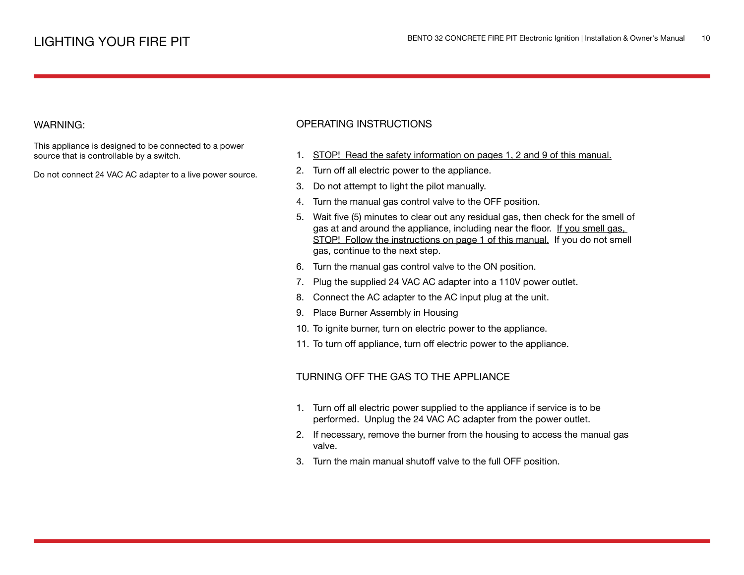# LIGHTING YOUR FIRE PIT

## WARNING:

This appliance is designed to be connected to a power source that is controllable by a switch.

Do not connect 24 VAC AC adapter to a live power source.

## OPERATING INSTRUCTIONS

1. STOP! Read the safety information on pages 1, 2 and 9 of this manual.
2. Turn off all electric power to the appliance.
3. Do not attempt to light the pilot manually.
4. Turn the manual gas control valve to the OFF position.
5. Wait five (5) minutes to clear out any residual gas, then check for the smell of gas at and around the appliance, including near the floor. If you smell gas, STOP! Follow the instructions on page 1 of this manual. If you do not smell gas, continue to the next step.
6. Turn the manual gas control valve to the ON position.
7. Plug the supplied 24 VAC AC adapter into a 110V power outlet.
8. Connect the AC adapter to the AC input plug at the unit.
9. Place Burner Assembly in Housing
10. To ignite burner, turn on electric power to the appliance.
11. To turn off appliance, turn off electric power to the appliance.

## TURNING OFF THE GAS TO THE APPLIANCE

1. Turn off all electric power supplied to the appliance if service is to be performed. Unplug the 24 VAC AC adapter from the power outlet.
2. If necessary, remove the burner from the housing to access the manual gas valve.
3. Turn the main manual shutoff valve to the full OFF position.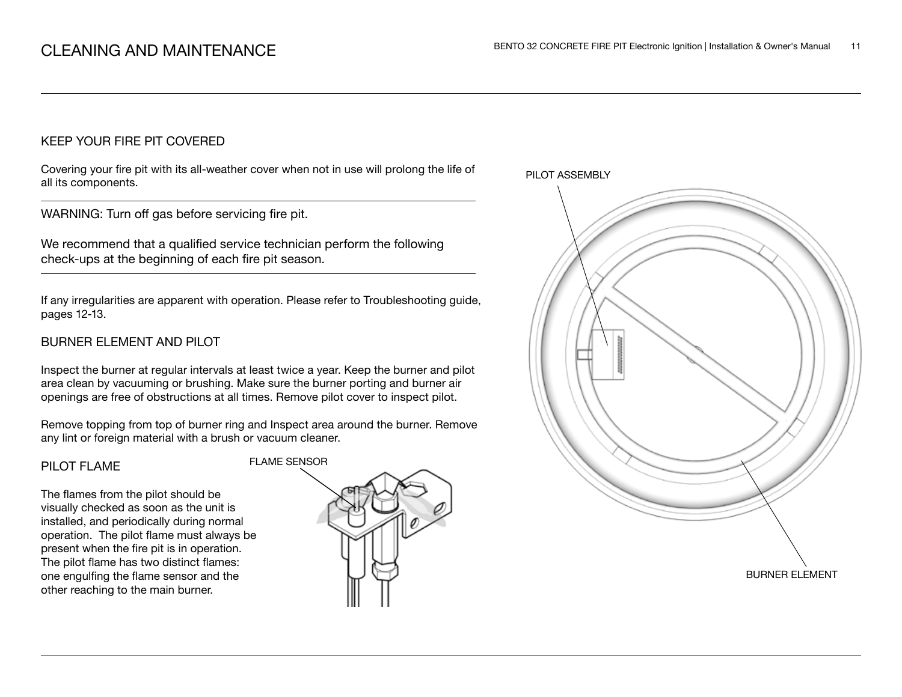# CLEANING AND MAINTENANCE

## KEEP YOUR FIRE PIT COVERED

Covering your fire pit with its all-weather cover when not in use will prolong the life of all its components.

WARNING: Turn off gas before servicing fire pit.

We recommend that a qualified service technician perform the following check-ups at the beginning of each fire pit season.

If any irregularities are apparent with operation. Please refer to Troubleshooting guide, pages 12-13.

## BURNER ELEMENT AND PILOT

Inspect the burner at regular intervals at least twice a year. Keep the burner and pilot area clean by vacuuming or brushing. Make sure the burner porting and burner air openings are free of obstructions at all times. Remove pilot cover to inspect pilot.

Remove topping from top of burner ring and Inspect area around the burner. Remove any lint or foreign material with a brush or vacuum cleaner.

## PILOT FLAME

The flames from the pilot should be visually checked as soon as the unit is installed, and periodically during normal operation. The pilot flame must always be present when the fire pit is in operation. The pilot flame has two distinct flames: one engulfing the flame sensor and the other reaching to the main burner.

FLAME SENSOR

PILOT ASSEMBLY

BURNER ELEMENT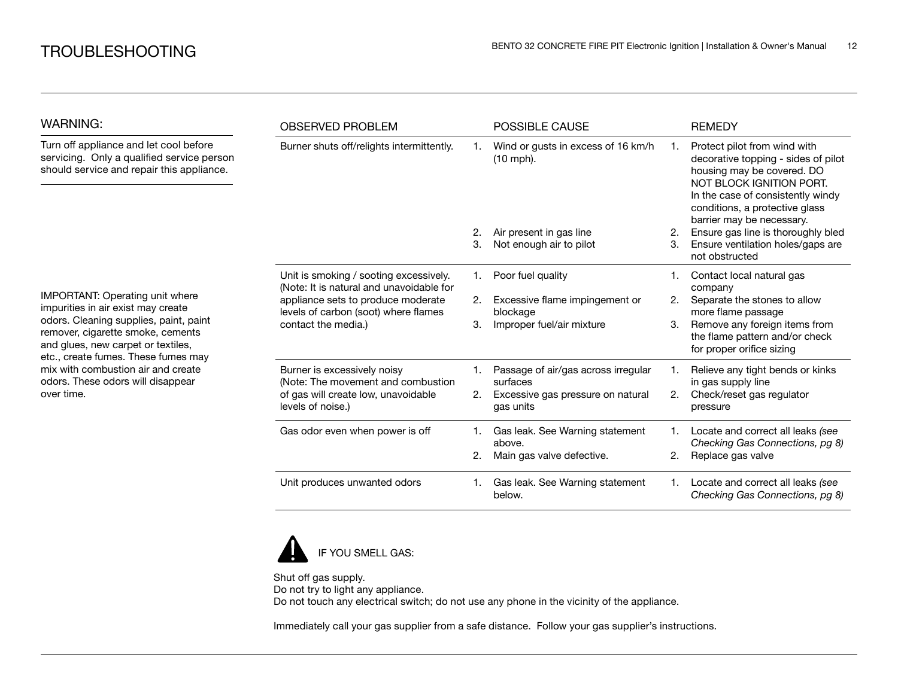# TROUBLESHOOTING

## WARNING:

Turn off appliance and let cool before servicing. Only a qualified service person should service and repair this appliance.

IMPORTANT: Operating unit where impurities in air exist may create odors. Cleaning supplies, paint, paint remover, cigarette smoke, cements and glues, new carpet or textiles, etc., create fumes. These fumes may mix with combustion air and create odors. These odors will disappear over time.

| OBSERVED PROBLEM | POSSIBLE CAUSE | REMEDY |
|---|---|---|
| Burner shuts off/relights intermittently. | 1. Wind or gusts in excess of 16 km/h (10 mph).<br>2. Air present in gas line<br>3. Not enough air to pilot | 1. Protect pilot from wind with decorative topping - sides of pilot housing may be covered. DO NOT BLOCK IGNITION PORT. In the case of consistently windy conditions, a protective glass barrier may be necessary.<br>2. Ensure gas line is thoroughly bled<br>3. Ensure ventilation holes/gaps are not obstructed |
| Unit is smoking / sooting excessively. (Note: It is natural and unavoidable for appliance sets to produce moderate levels of carbon (soot) where flames contact the media.) | 1. Poor fuel quality<br>2. Excessive flame impingement or blockage<br>3. Improper fuel/air mixture | 1. Contact local natural gas company<br>2. Separate the stones to allow more flame passage<br>3. Remove any foreign items from the flame pattern and/or check for proper orifice sizing |
| Burner is excessively noisy (Note: The movement and combustion of gas will create low, unavoidable levels of noise.) | 1. Passage of air/gas across irregular surfaces<br>2. Excessive gas pressure on natural gas units | 1. Relieve any tight bends or kinks in gas supply line<br>2. Check/reset gas regulator pressure |
| Gas odor even when power is off | 1. Gas leak. See Warning statement above.<br>2. Main gas valve defective. | 1. Locate and correct all leaks *(see Checking Gas Connections, pg 8)*<br>2. Replace gas valve |
| Unit produces unwanted odors | 1. Gas leak. See Warning statement below. | 1. Locate and correct all leaks *(see Checking Gas Connections, pg 8)* |

IF YOU SMELL GAS:

Shut off gas supply.
Do not try to light any appliance.
Do not touch any electrical switch; do not use any phone in the vicinity of the appliance.

Immediately call your gas supplier from a safe distance. Follow your gas supplier's instructions.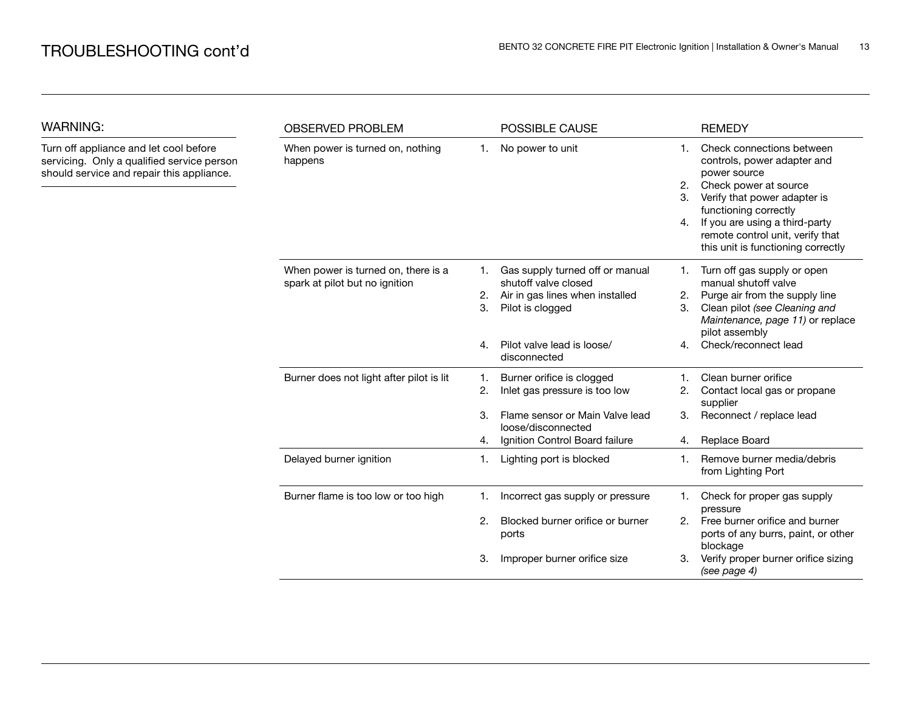# TROUBLESHOOTING cont'd

## WARNING:

Turn off appliance and let cool before servicing. Only a qualified service person should service and repair this appliance.

| OBSERVED PROBLEM | POSSIBLE CAUSE | REMEDY |
|---|---|---|
| When power is turned on, nothing happens | 1. No power to unit | 1. Check connections between controls, power adapter and power source<br>2. Check power at source<br>3. Verify that power adapter is functioning correctly<br>4. If you are using a third-party remote control unit, verify that this unit is functioning correctly |
| When power is turned on, there is a spark at pilot but no ignition | 1. Gas supply turned off or manual shutoff valve closed<br>2. Air in gas lines when installed<br>3. Pilot is clogged<br>4. Pilot valve lead is loose/ disconnected | 1. Turn off gas supply or open manual shutoff valve<br>2. Purge air from the supply line<br>3. Clean pilot *(see Cleaning and Maintenance, page 11)* or replace pilot assembly<br>4. Check/reconnect lead |
| Burner does not light after pilot is lit | 1. Burner orifice is clogged<br>2. Inlet gas pressure is too low<br>3. Flame sensor or Main Valve lead loose/disconnected<br>4. Ignition Control Board failure | 1. Clean burner orifice<br>2. Contact local gas or propane supplier<br>3. Reconnect / replace lead<br>4. Replace Board |
| Delayed burner ignition | 1. Lighting port is blocked | 1. Remove burner media/debris from Lighting Port |
| Burner flame is too low or too high | 1. Incorrect gas supply or pressure<br>2. Blocked burner orifice or burner ports<br>3. Improper burner orifice size | 1. Check for proper gas supply pressure<br>2. Free burner orifice and burner ports of any burrs, paint, or other blockage<br>3. Verify proper burner orifice sizing *(see page 4)* |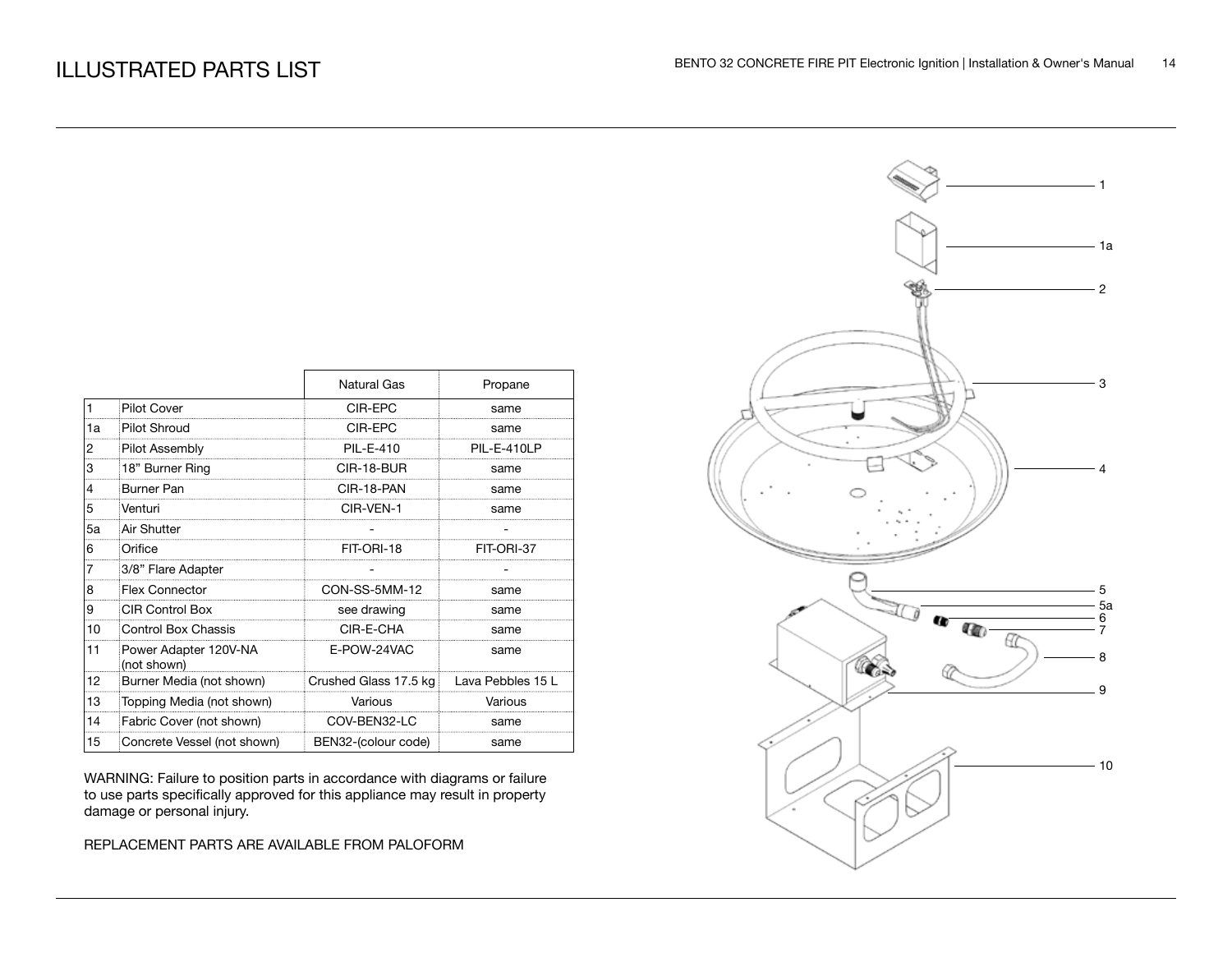# ILLUSTRATED PARTS LIST

| | | Natural Gas | Propane |
|---|---|---|---|
| 1 | Pilot Cover | CIR-EPC | same |
| 1a | Pilot Shroud | CIR-EPC | same |
| 2 | Pilot Assembly | PIL-E-410 | PIL-E-410LP |
| 3 | 18" Burner Ring | CIR-18-BUR | same |
| 4 | Burner Pan | CIR-18-PAN | same |
| 5 | Venturi | CIR-VEN-1 | same |
| 5a | Air Shutter | - | - |
| 6 | Orifice | FIT-ORI-18 | FIT-ORI-37 |
| 7 | 3/8" Flare Adapter | - | - |
| 8 | Flex Connector | CON-SS-5MM-12 | same |
| 9 | CIR Control Box | see drawing | same |
| 10 | Control Box Chassis | CIR-E-CHA | same |
| 11 | Power Adapter 120V-NA (not shown) | E-POW-24VAC | same |
| 12 | Burner Media (not shown) | Crushed Glass 17.5 kg | Lava Pebbles 15 L |
| 13 | Topping Media (not shown) | Various | Various |
| 14 | Fabric Cover (not shown) | COV-BEN32-LC | same |
| 15 | Concrete Vessel (not shown) | BEN32-(colour code) | same |

WARNING: Failure to position parts in accordance with diagrams or failure to use parts specifically approved for this appliance may result in property damage or personal injury.

REPLACEMENT PARTS ARE AVAILABLE FROM PALOFORM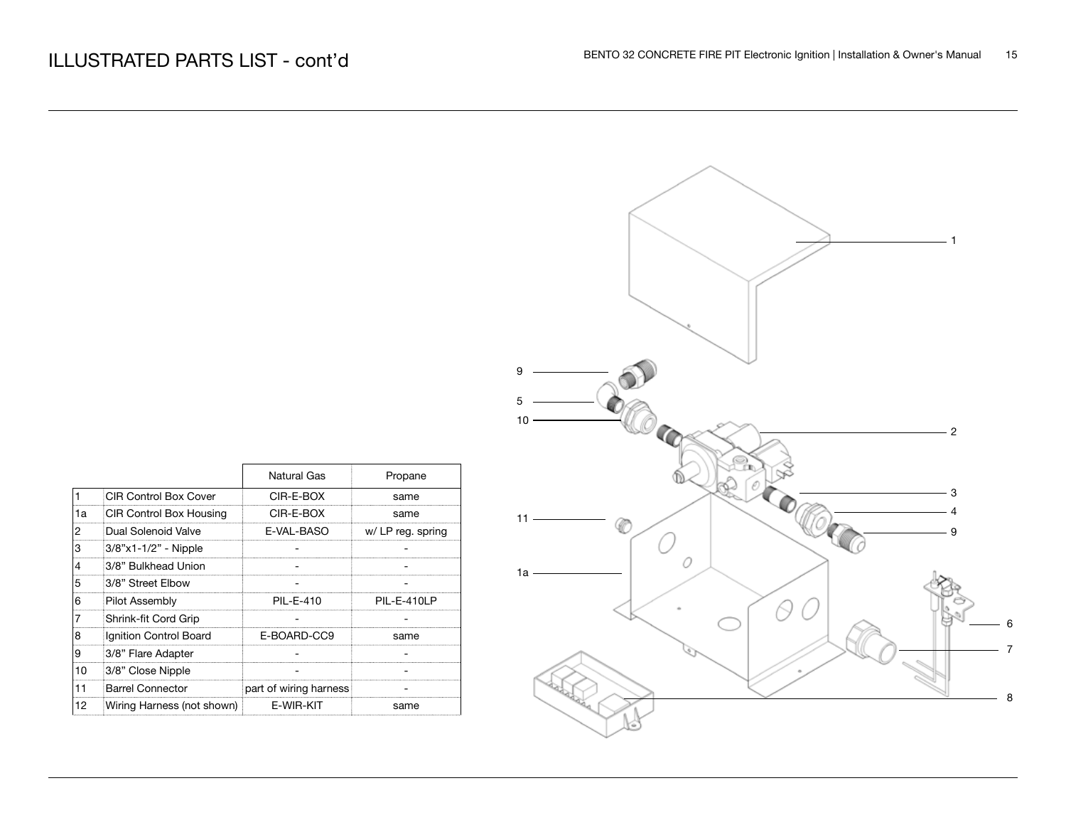# ILLUSTRATED PARTS LIST - cont'd

| | | Natural Gas | Propane |
|---|---|---|---|
| 1 | CIR Control Box Cover | CIR-E-BOX | same |
| 1a | CIR Control Box Housing | CIR-E-BOX | same |
| 2 | Dual Solenoid Valve | E-VAL-BASO | w/ LP reg. spring |
| 3 | 3/8"x1-1/2" - Nipple | - | - |
| 4 | 3/8" Bulkhead Union | - | - |
| 5 | 3/8" Street Elbow | - | - |
| 6 | Pilot Assembly | PIL-E-410 | PIL-E-410LP |
| 7 | Shrink-fit Cord Grip | - | - |
| 8 | Ignition Control Board | E-BOARD-CC9 | same |
| 9 | 3/8" Flare Adapter | - | - |
| 10 | 3/8" Close Nipple | - | - |
| 11 | Barrel Connector | part of wiring harness | - |
| 12 | Wiring Harness (not shown) | E-WIR-KIT | same |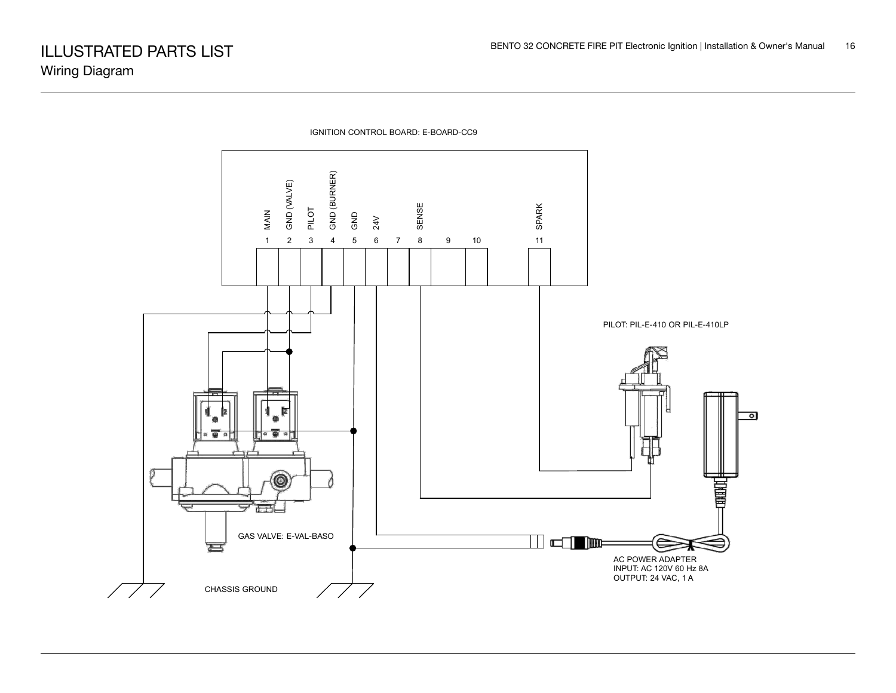# ILLUSTRATED PARTS LIST

## Wiring Diagram

IGNITION CONTROL BOARD: E-BOARD-CC9

| 1 | 2 | 3 | 4 | 5 | 6 | 7 | 8 | 9 | 10 | 11 |
|---|---|---|---|---|---|---|---|---|---|---|
| MAIN | GND (VALVE) | PILOT | GND (BURNER) | GND | 24V | | SENSE | | | SPARK |

PILOT: PIL-E-410 OR PIL-E-410LP

GAS VALVE: E-VAL-BASO

AC POWER ADAPTER
INPUT: AC 120V 60 Hz 8A
OUTPUT: 24 VAC, 1 A

CHASSIS GROUND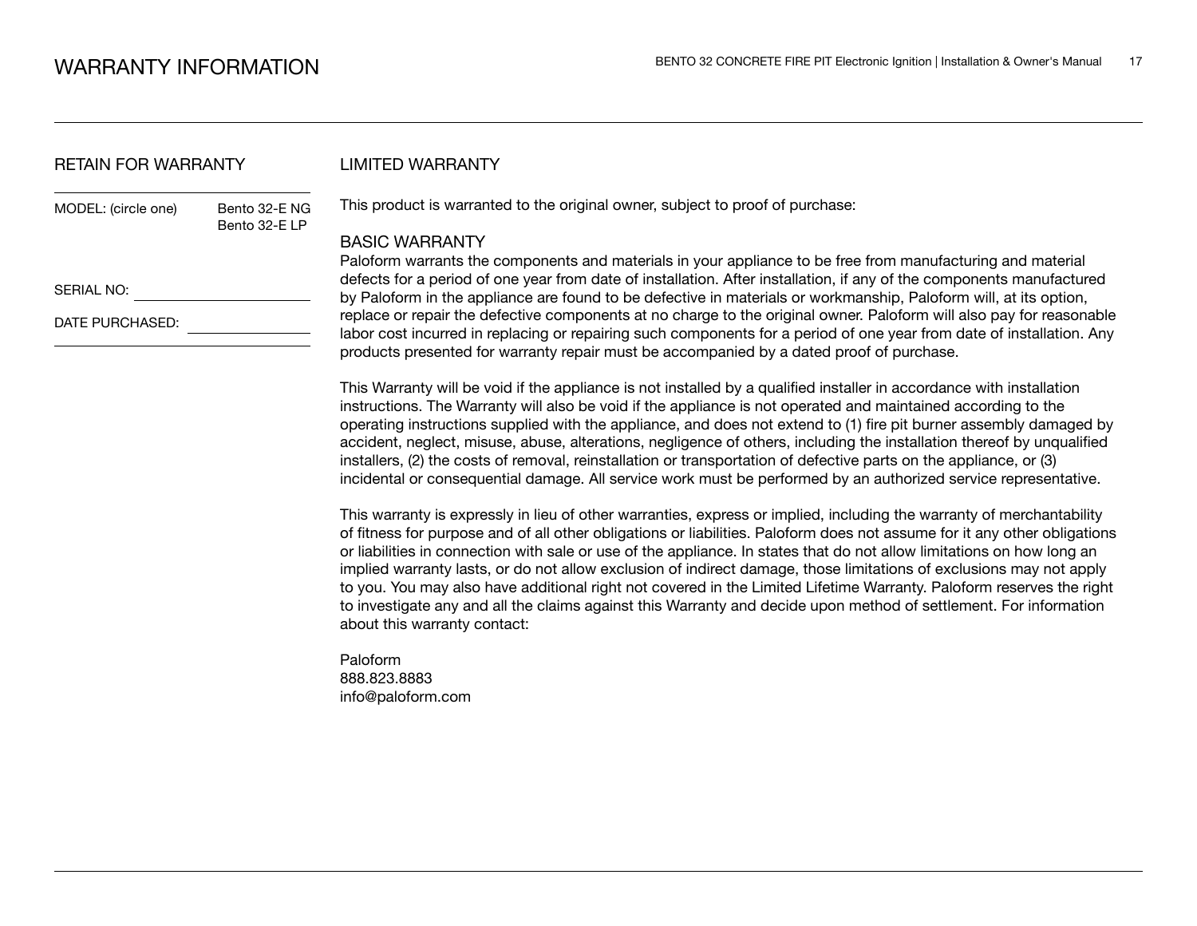# WARRANTY INFORMATION

## RETAIN FOR WARRANTY

MODEL: (circle one) Bento 32-E NG
Bento 32-E LP

SERIAL NO: \_\_\_\_\_\_\_\_\_\_\_\_\_\_\_\_

DATE PURCHASED: \_\_\_\_\_\_\_\_\_\_\_\_\_\_\_\_

## LIMITED WARRANTY

This product is warranted to the original owner, subject to proof of purchase:

### BASIC WARRANTY

Paloform warrants the components and materials in your appliance to be free from manufacturing and material defects for a period of one year from date of installation. After installation, if any of the components manufactured by Paloform in the appliance are found to be defective in materials or workmanship, Paloform will, at its option, replace or repair the defective components at no charge to the original owner. Paloform will also pay for reasonable labor cost incurred in replacing or repairing such components for a period of one year from date of installation. Any products presented for warranty repair must be accompanied by a dated proof of purchase.

This Warranty will be void if the appliance is not installed by a qualified installer in accordance with installation instructions. The Warranty will also be void if the appliance is not operated and maintained according to the operating instructions supplied with the appliance, and does not extend to (1) fire pit burner assembly damaged by accident, neglect, misuse, abuse, alterations, negligence of others, including the installation thereof by unqualified installers, (2) the costs of removal, reinstallation or transportation of defective parts on the appliance, or (3) incidental or consequential damage. All service work must be performed by an authorized service representative.

This warranty is expressly in lieu of other warranties, express or implied, including the warranty of merchantability of fitness for purpose and of all other obligations or liabilities. Paloform does not assume for it any other obligations or liabilities in connection with sale or use of the appliance. In states that do not allow limitations on how long an implied warranty lasts, or do not allow exclusion of indirect damage, those limitations of exclusions may not apply to you. You may also have additional right not covered in the Limited Lifetime Warranty. Paloform reserves the right to investigate any and all the claims against this Warranty and decide upon method of settlement. For information about this warranty contact:

Paloform
888.823.8883
info@paloform.com